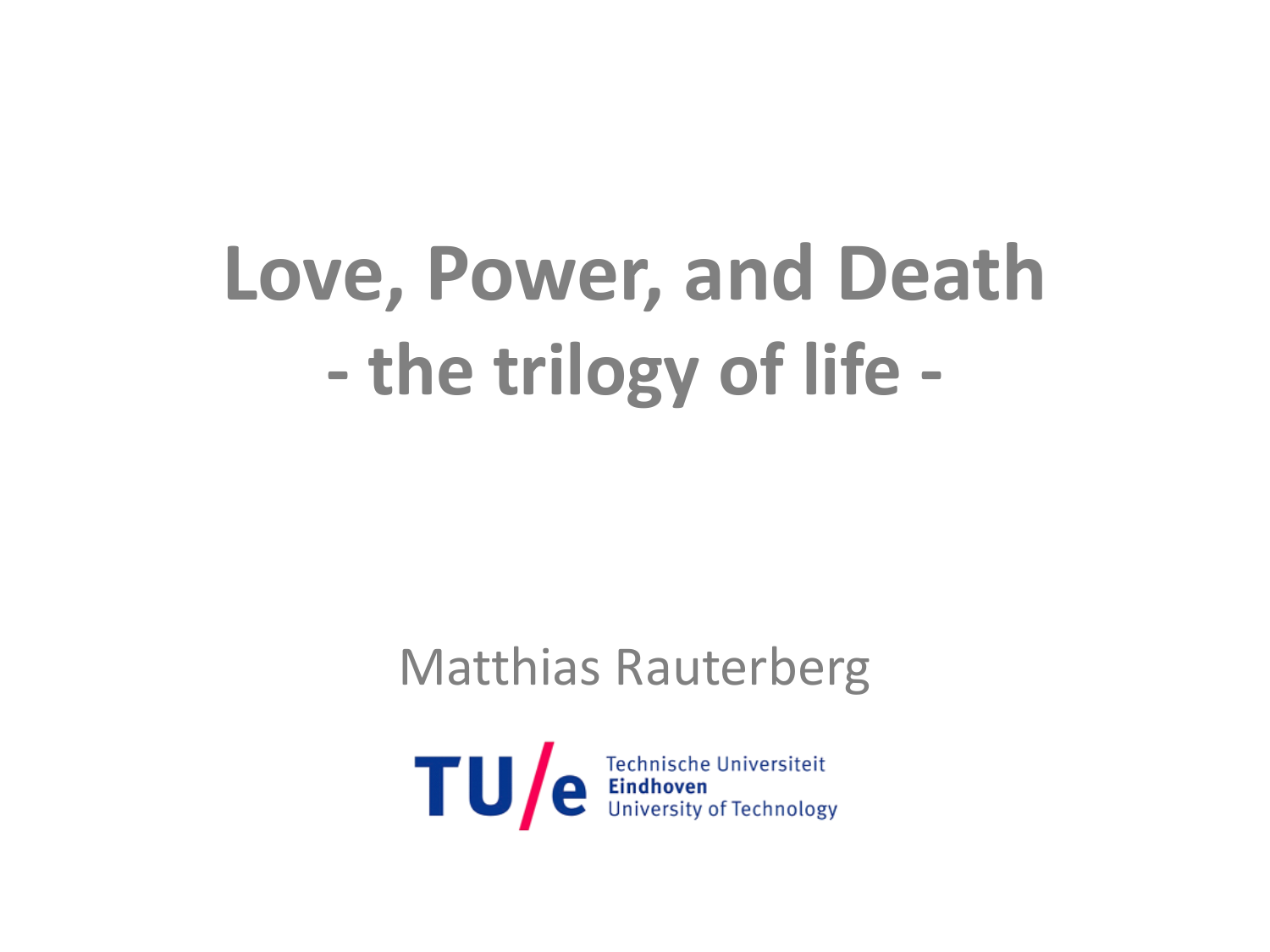# Love, Power, and Death
## - the trilogy of life -

Matthias Rauterberg

TU/e Technische Universiteit Eindhoven University of Technology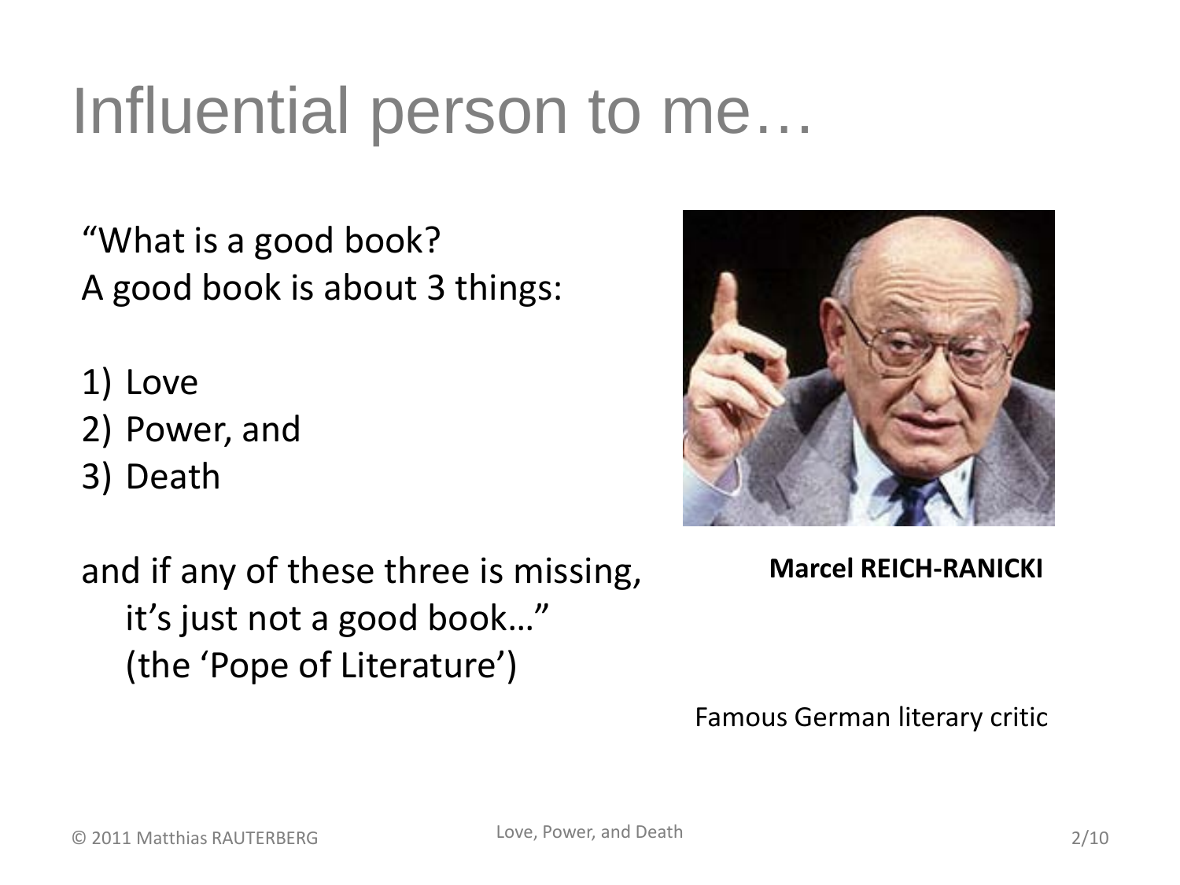# Influential person to me…

"What is a good book?
A good book is about 3 things:

1) Love
2) Power, and
3) Death

and if any of these three is missing,
it's just not a good book…"
(the 'Pope of Literature')

**Marcel REICH-RANICKI**

Famous German literary critic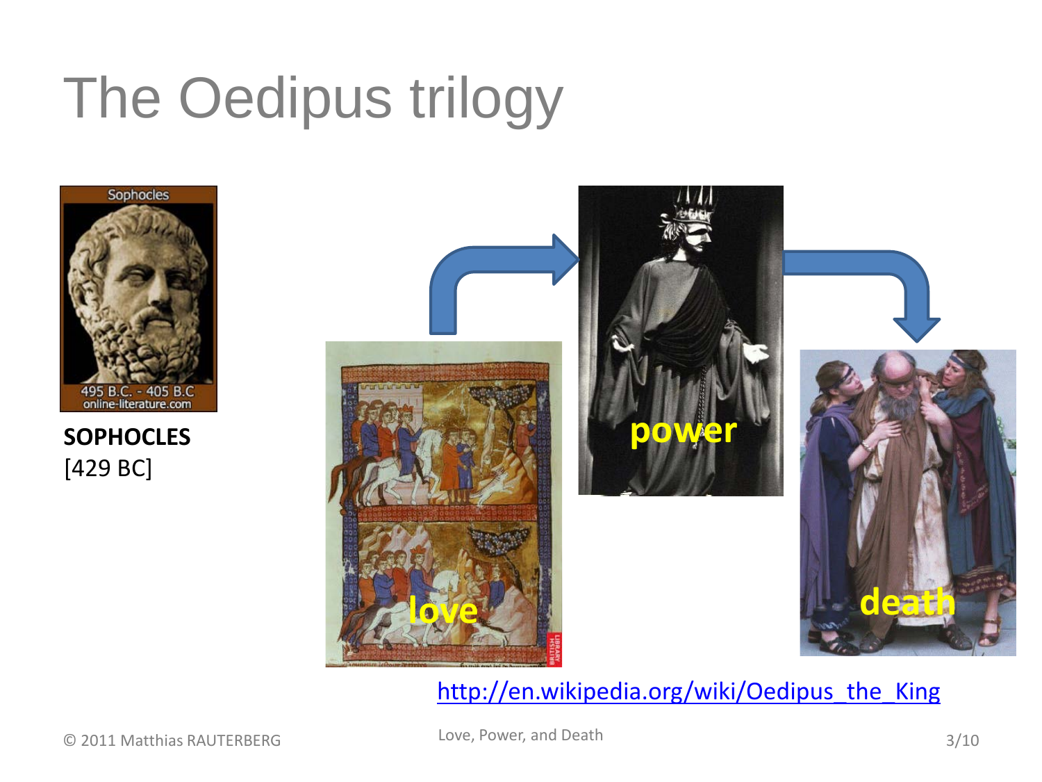# The Oedipus trilogy

Sophocles

495 B.C. - 405 B.C

online-literature.com

**SOPHOCLES**
[429 BC]

love

power

death

http://en.wikipedia.org/wiki/Oedipus_the_King

© 2011 Matthias RAUTERBERG

Love, Power, and Death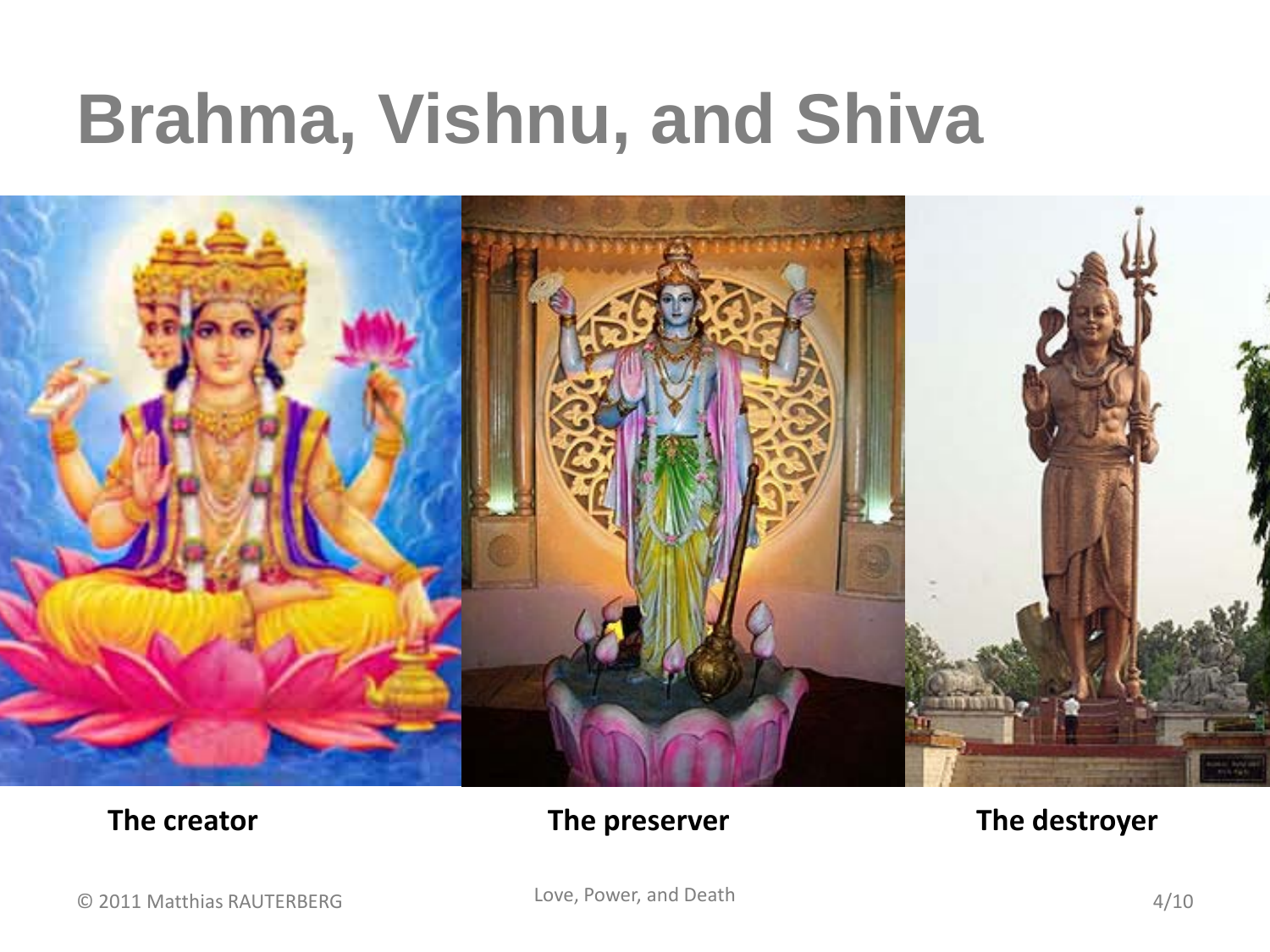# Brahma, Vishnu, and Shiva

**The creator** **The preserver** **The destroyer**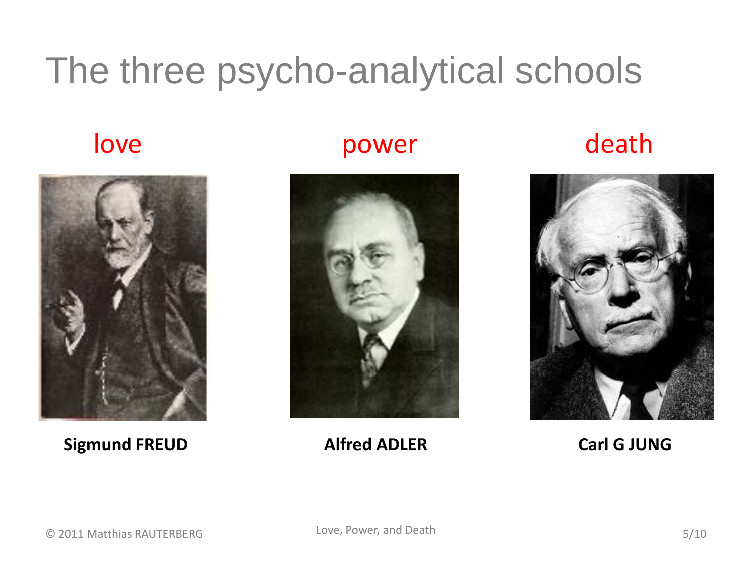# The three psycho-analytical schools

| love | power | death |
| --- | --- | --- |
| **Sigmund FREUD** | **Alfred ADLER** | **Carl G JUNG** |

© 2011 Matthias RAUTERBERG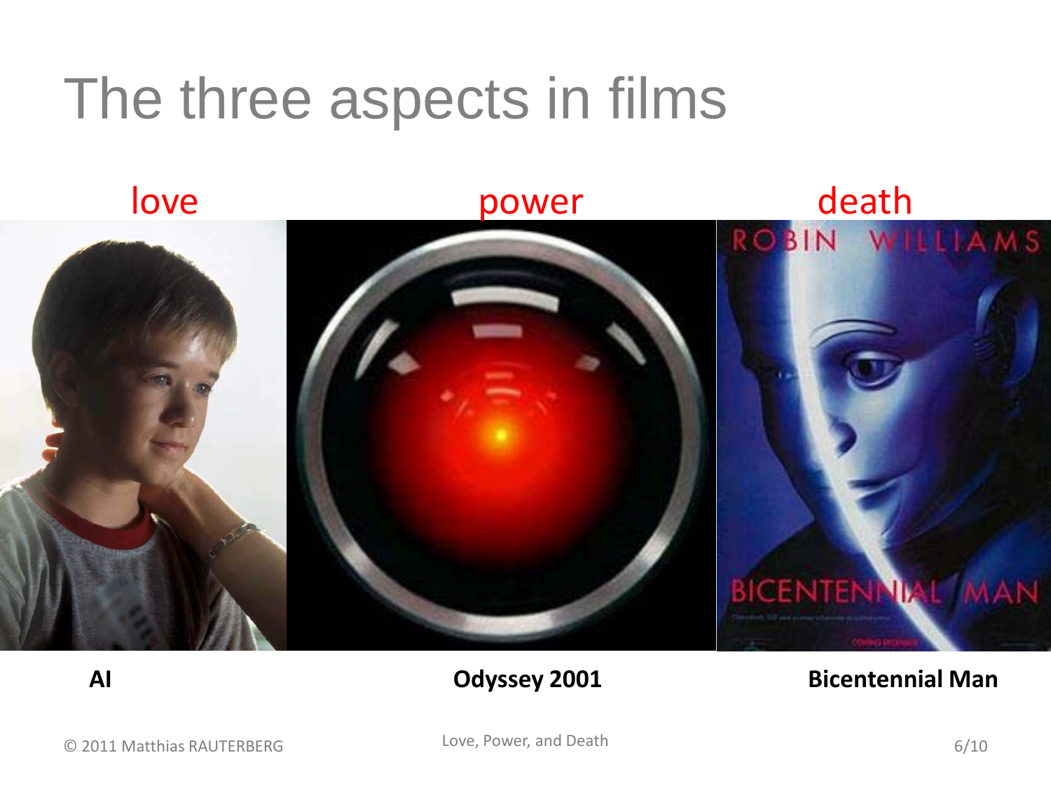# The three aspects in films

| love | power | death |
|---|---|---|
| **AI** | **Odyssey 2001** | **Bicentennial Man** |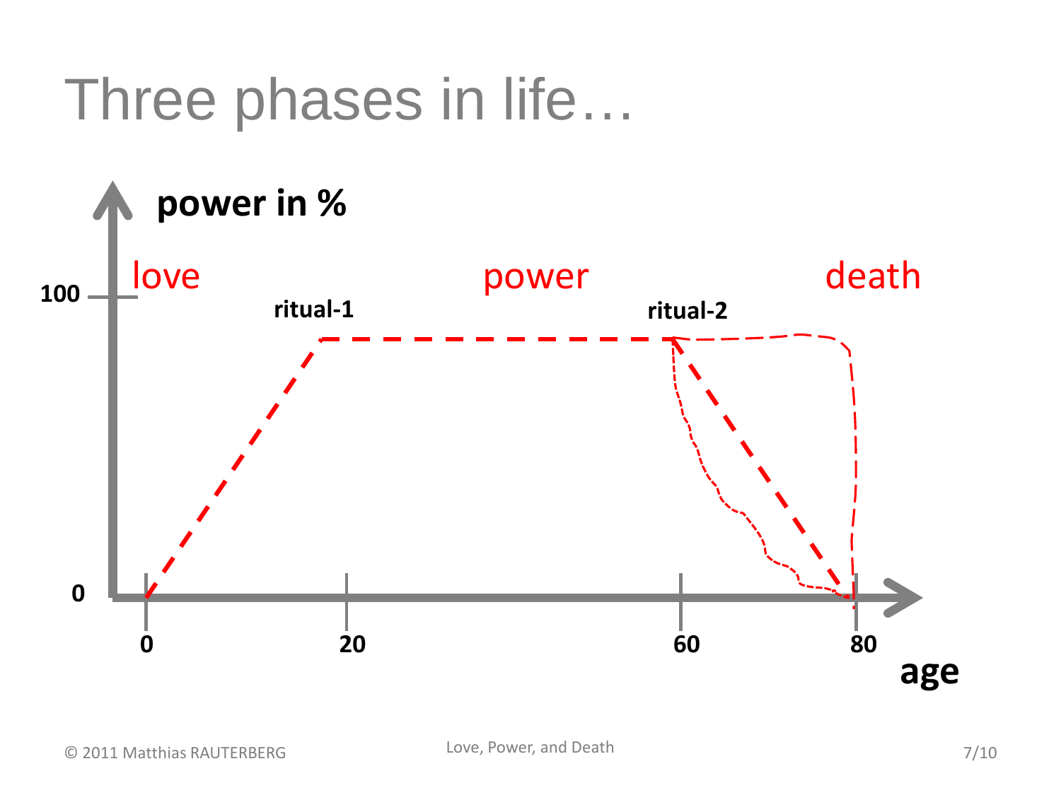# Three phases in life…

power in %

love

power

death

100

ritual-1

ritual-2

0

0

20

60

80

age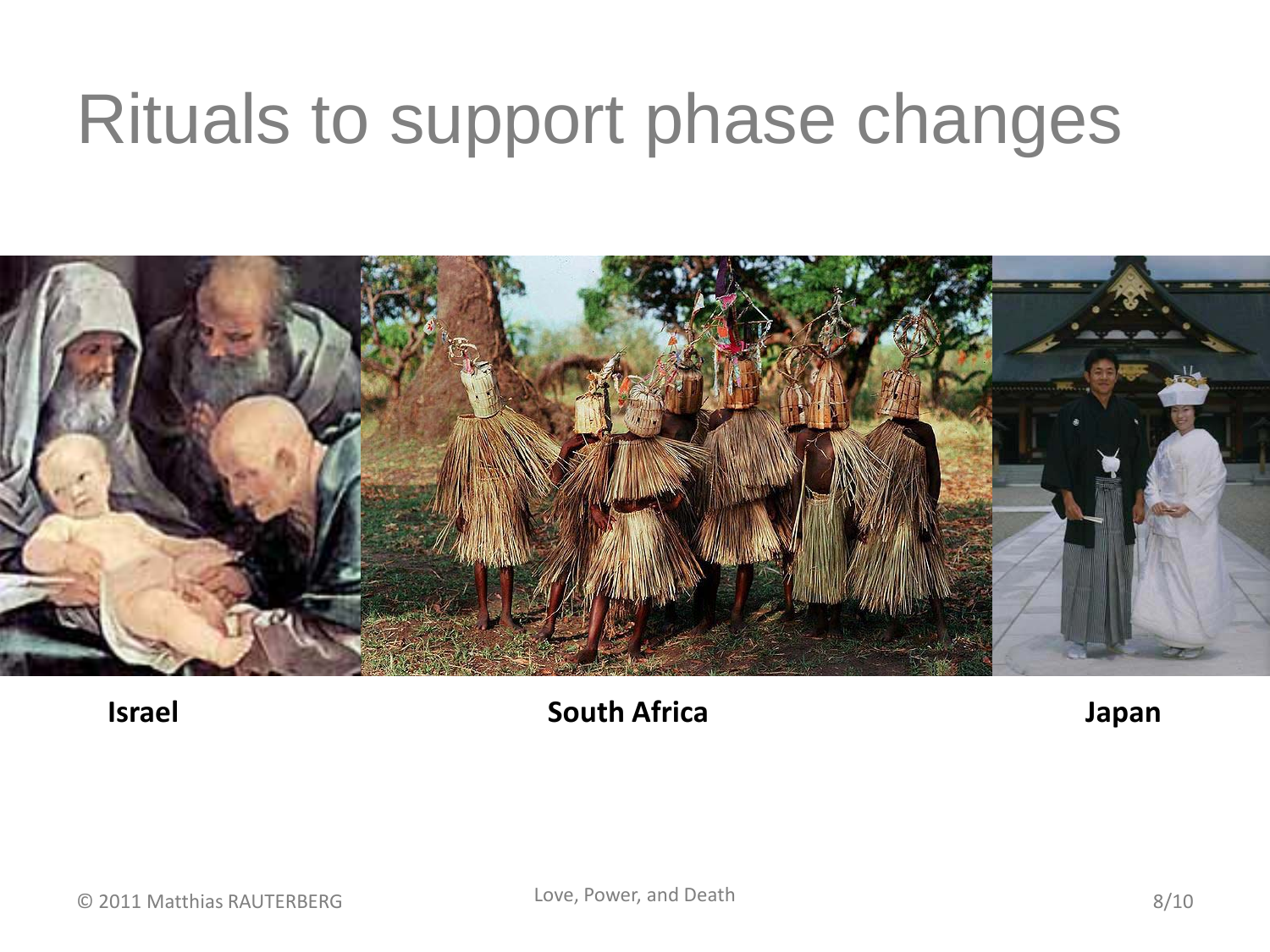# Rituals to support phase changes

**Israel**

**South Africa**

**Japan**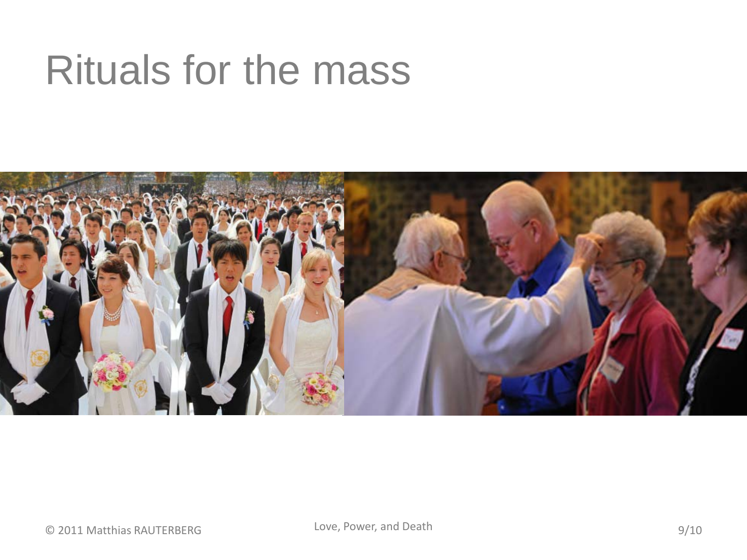# Rituals for the mass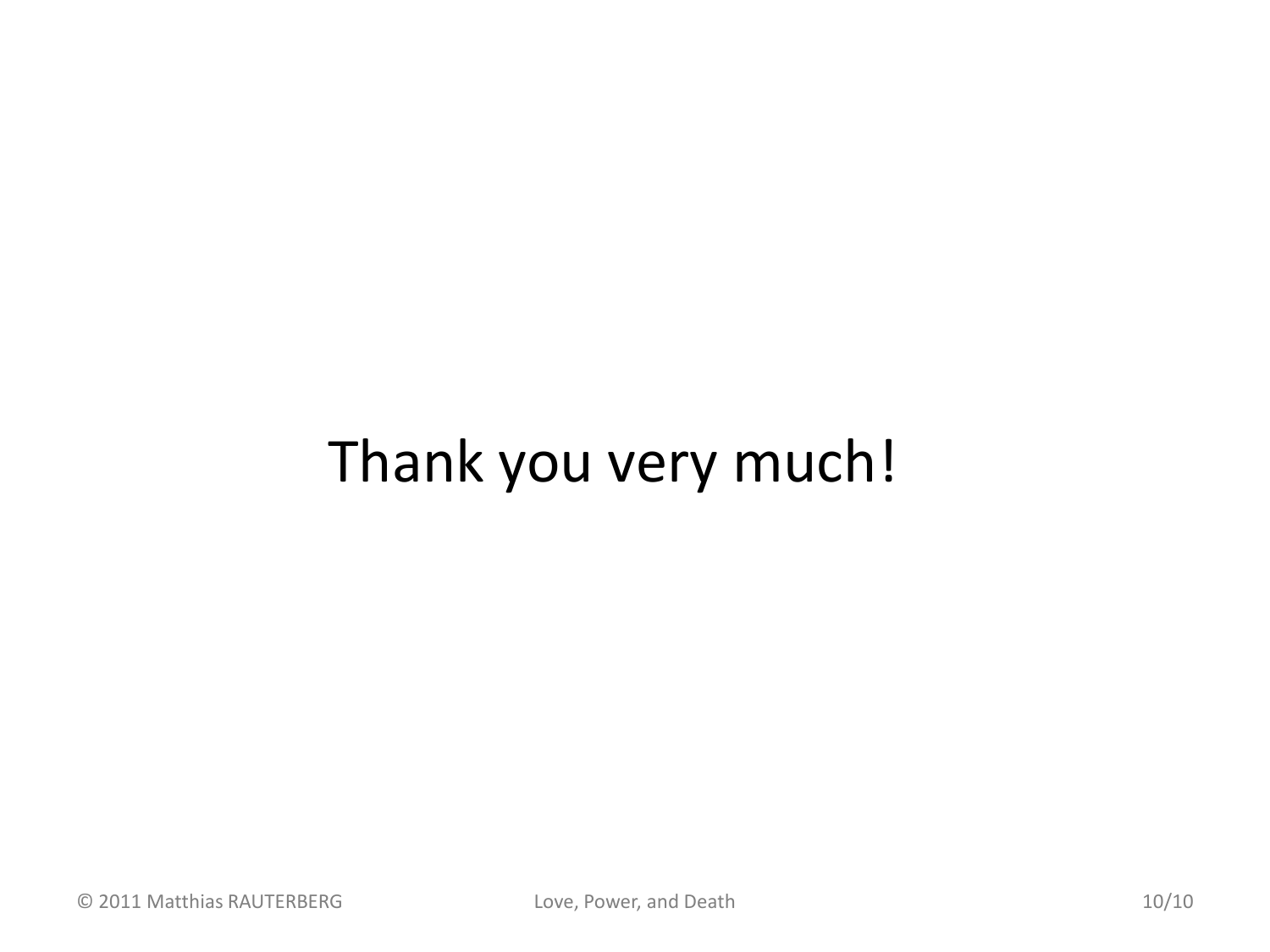Thank you very much!